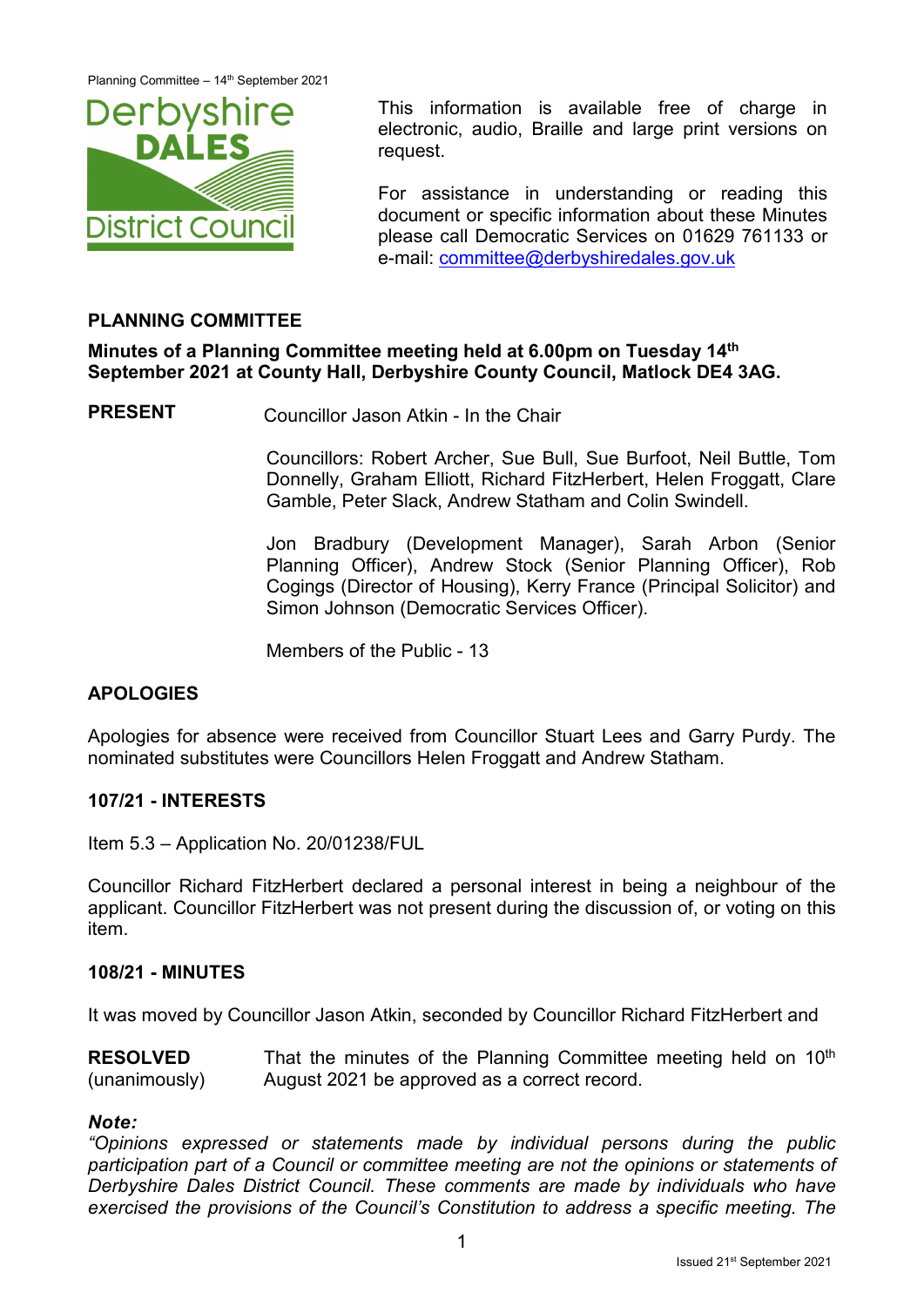This information is available free of charge in electronic, audio, Braille and large print versions on request.

For assistance in understanding or reading this document or specific information about these Minutes please call Democratic Services on 01629 761133 or e-mail: committee@derbyshiredales.gov.uk

## PLANNING COMMITTEE

**Minutes of a Planning Committee meeting held at 6.00pm on Tuesday 14th September 2021 at County Hall, Derbyshire County Council, Matlock DE4 3AG.**

**PRESENT** Councillor Jason Atkin - In the Chair

Councillors: Robert Archer, Sue Bull, Sue Burfoot, Neil Buttle, Tom Donnelly, Graham Elliott, Richard FitzHerbert, Helen Froggatt, Clare Gamble, Peter Slack, Andrew Statham and Colin Swindell.

Jon Bradbury (Development Manager), Sarah Arbon (Senior Planning Officer), Andrew Stock (Senior Planning Officer), Rob Cogings (Director of Housing), Kerry France (Principal Solicitor) and Simon Johnson (Democratic Services Officer).

Members of the Public - 13

### APOLOGIES

Apologies for absence were received from Councillor Stuart Lees and Garry Purdy. The nominated substitutes were Councillors Helen Froggatt and Andrew Statham.

### 107/21 - INTERESTS

Item 5.3 – Application No. 20/01238/FUL

Councillor Richard FitzHerbert declared a personal interest in being a neighbour of the applicant. Councillor FitzHerbert was not present during the discussion of, or voting on this item.

### 108/21 - MINUTES

It was moved by Councillor Jason Atkin, seconded by Councillor Richard FitzHerbert and

**RESOLVED** (unanimously) That the minutes of the Planning Committee meeting held on 10th August 2021 be approved as a correct record.

***Note:***
*"Opinions expressed or statements made by individual persons during the public participation part of a Council or committee meeting are not the opinions or statements of Derbyshire Dales District Council. These comments are made by individuals who have exercised the provisions of the Council's Constitution to address a specific meeting. The*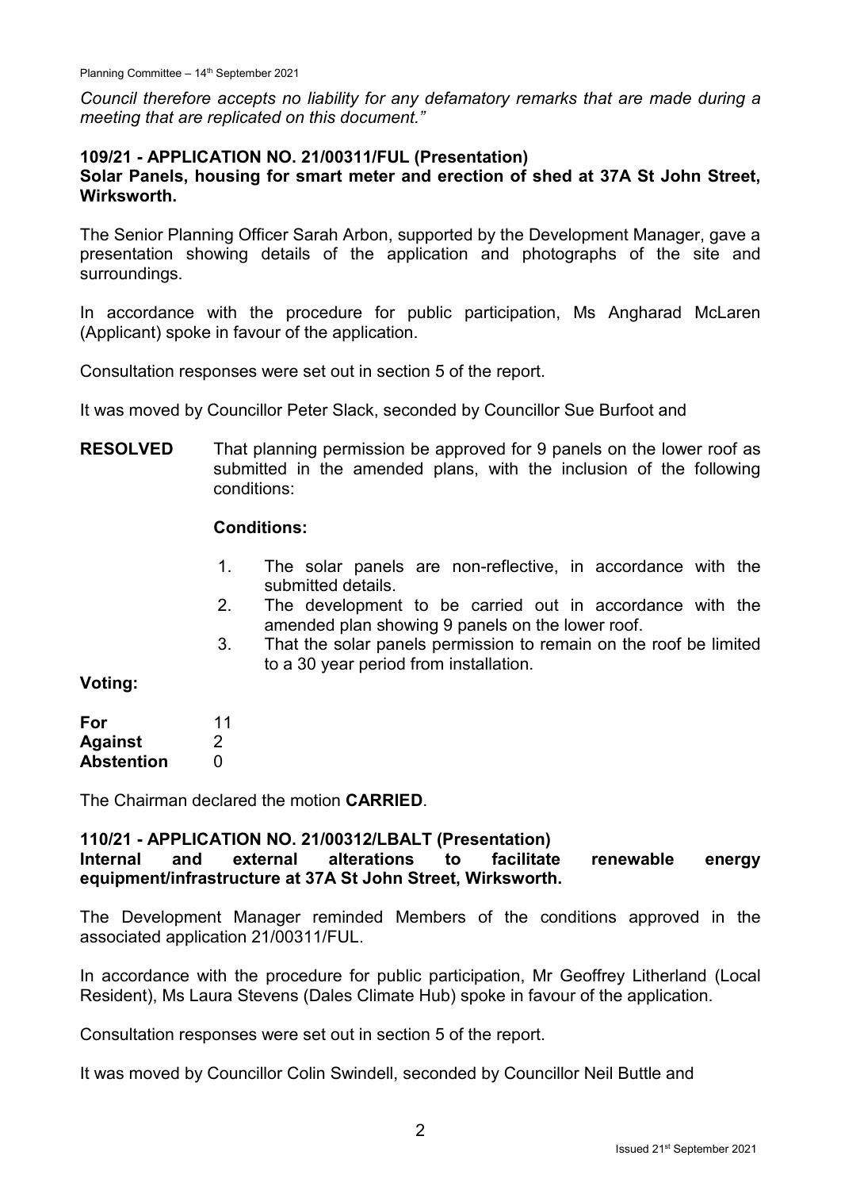*Council therefore accepts no liability for any defamatory remarks that are made during a meeting that are replicated on this document."*

**109/21 - APPLICATION NO. 21/00311/FUL (Presentation)**
**Solar Panels, housing for smart meter and erection of shed at 37A St John Street, Wirksworth.**

The Senior Planning Officer Sarah Arbon, supported by the Development Manager, gave a presentation showing details of the application and photographs of the site and surroundings.

In accordance with the procedure for public participation, Ms Angharad McLaren (Applicant) spoke in favour of the application.

Consultation responses were set out in section 5 of the report.

It was moved by Councillor Peter Slack, seconded by Councillor Sue Burfoot and

**RESOLVED** That planning permission be approved for 9 panels on the lower roof as submitted in the amended plans, with the inclusion of the following conditions:

**Conditions:**

1. The solar panels are non-reflective, in accordance with the submitted details.
2. The development to be carried out in accordance with the amended plan showing 9 panels on the lower roof.
3. That the solar panels permission to remain on the roof be limited to a 30 year period from installation.

**Voting:**

| | |
|---|---|
| **For** | 11 |
| **Against** | 2 |
| **Abstention** | 0 |

The Chairman declared the motion **CARRIED**.

**110/21 - APPLICATION NO. 21/00312/LBALT (Presentation)**
**Internal and external alterations to facilitate renewable energy equipment/infrastructure at 37A St John Street, Wirksworth.**

The Development Manager reminded Members of the conditions approved in the associated application 21/00311/FUL.

In accordance with the procedure for public participation, Mr Geoffrey Litherland (Local Resident), Ms Laura Stevens (Dales Climate Hub) spoke in favour of the application.

Consultation responses were set out in section 5 of the report.

It was moved by Councillor Colin Swindell, seconded by Councillor Neil Buttle and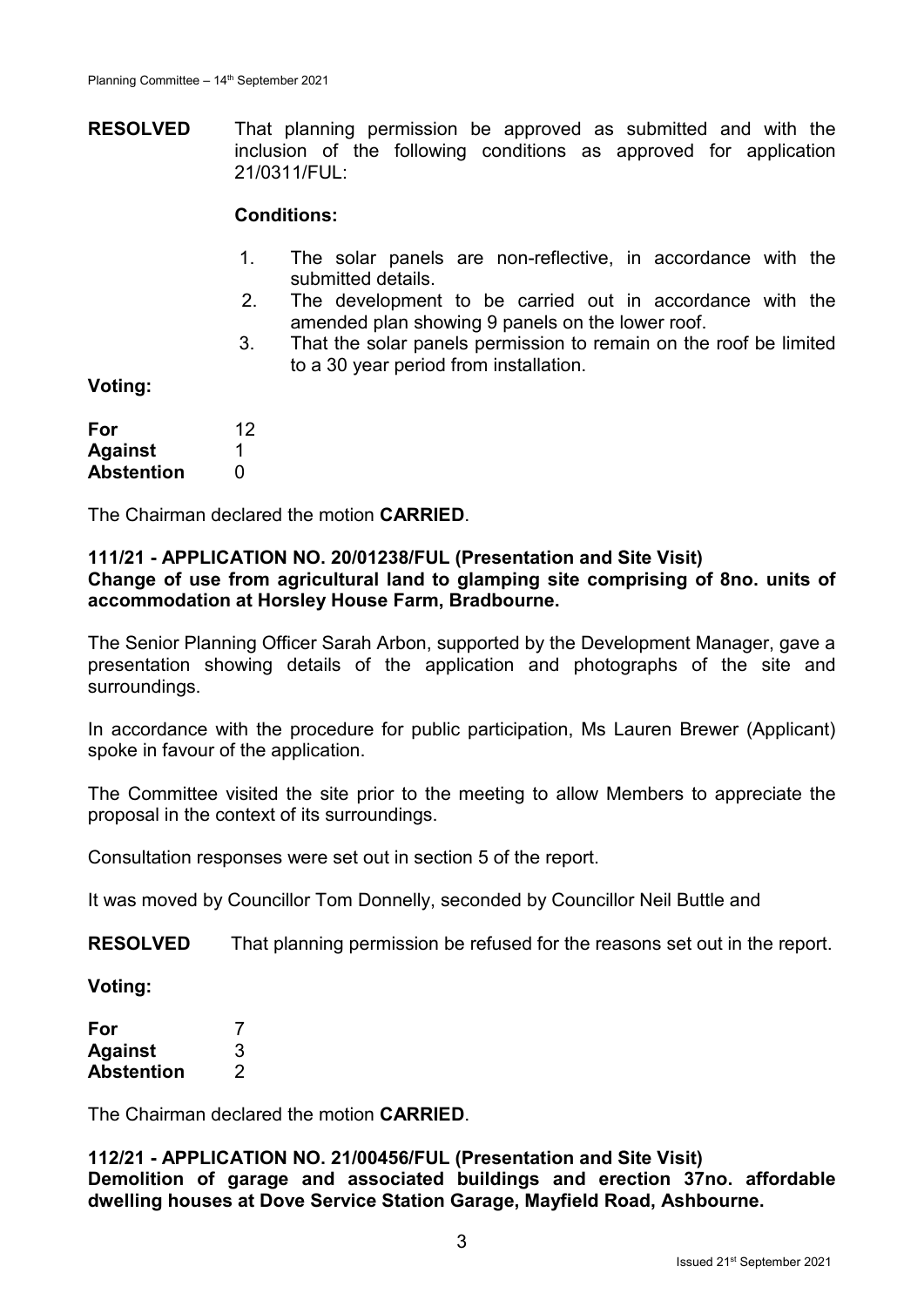**RESOLVED** That planning permission be approved as submitted and with the inclusion of the following conditions as approved for application 21/0311/FUL:

**Conditions:**

1. The solar panels are non-reflective, in accordance with the submitted details.
2. The development to be carried out in accordance with the amended plan showing 9 panels on the lower roof.
3. That the solar panels permission to remain on the roof be limited to a 30 year period from installation.

**Voting:**

| | |
|---|---|
| **For** | 12 |
| **Against** | 1 |
| **Abstention** | 0 |

The Chairman declared the motion **CARRIED**.

**111/21 - APPLICATION NO. 20/01238/FUL (Presentation and Site Visit)**
**Change of use from agricultural land to glamping site comprising of 8no. units of accommodation at Horsley House Farm, Bradbourne.**

The Senior Planning Officer Sarah Arbon, supported by the Development Manager, gave a presentation showing details of the application and photographs of the site and surroundings.

In accordance with the procedure for public participation, Ms Lauren Brewer (Applicant) spoke in favour of the application.

The Committee visited the site prior to the meeting to allow Members to appreciate the proposal in the context of its surroundings.

Consultation responses were set out in section 5 of the report.

It was moved by Councillor Tom Donnelly, seconded by Councillor Neil Buttle and

**RESOLVED** That planning permission be refused for the reasons set out in the report.

**Voting:**

| | |
|---|---|
| **For** | 7 |
| **Against** | 3 |
| **Abstention** | 2 |

The Chairman declared the motion **CARRIED**.

**112/21 - APPLICATION NO. 21/00456/FUL (Presentation and Site Visit)**
**Demolition of garage and associated buildings and erection 37no. affordable dwelling houses at Dove Service Station Garage, Mayfield Road, Ashbourne.**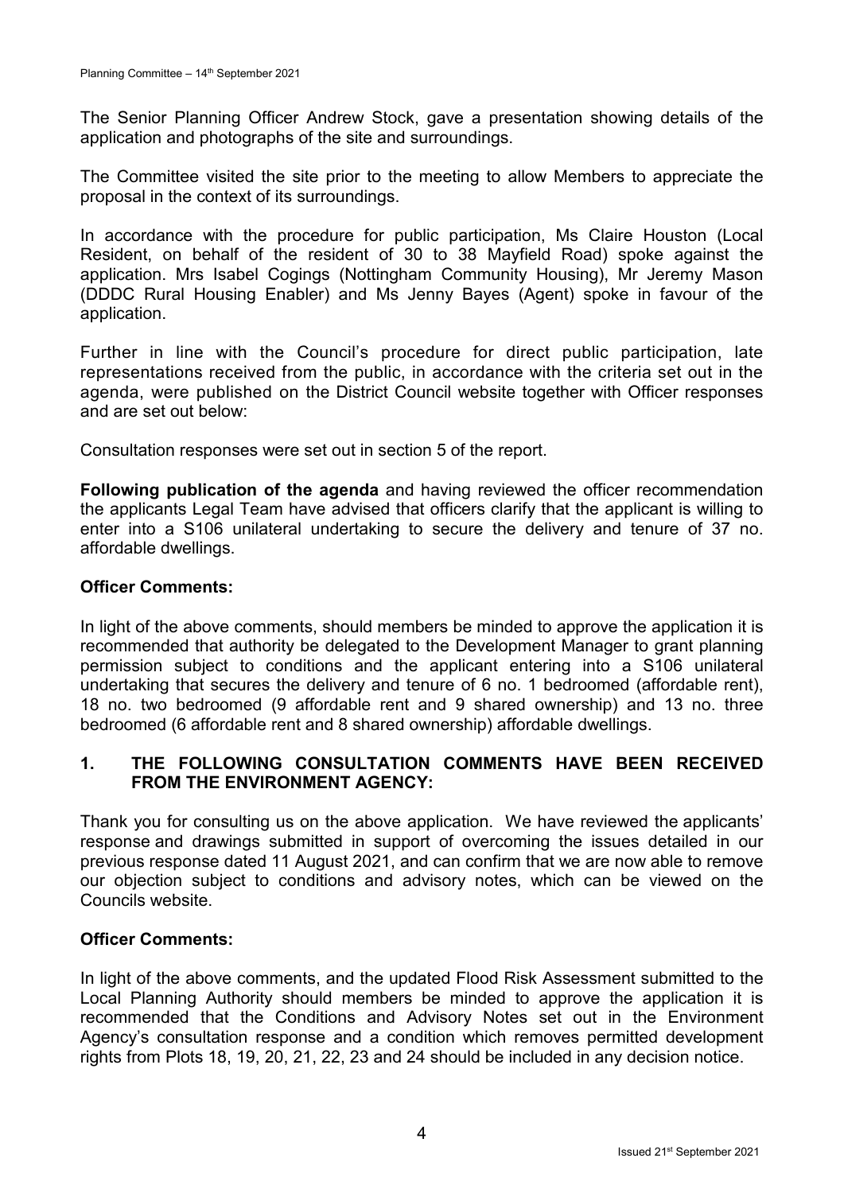The Senior Planning Officer Andrew Stock, gave a presentation showing details of the application and photographs of the site and surroundings.

The Committee visited the site prior to the meeting to allow Members to appreciate the proposal in the context of its surroundings.

In accordance with the procedure for public participation, Ms Claire Houston (Local Resident, on behalf of the resident of 30 to 38 Mayfield Road) spoke against the application. Mrs Isabel Cogings (Nottingham Community Housing), Mr Jeremy Mason (DDDC Rural Housing Enabler) and Ms Jenny Bayes (Agent) spoke in favour of the application.

Further in line with the Council's procedure for direct public participation, late representations received from the public, in accordance with the criteria set out in the agenda, were published on the District Council website together with Officer responses and are set out below:

Consultation responses were set out in section 5 of the report.

**Following publication of the agenda** and having reviewed the officer recommendation the applicants Legal Team have advised that officers clarify that the applicant is willing to enter into a S106 unilateral undertaking to secure the delivery and tenure of 37 no. affordable dwellings.

**Officer Comments:**

In light of the above comments, should members be minded to approve the application it is recommended that authority be delegated to the Development Manager to grant planning permission subject to conditions and the applicant entering into a S106 unilateral undertaking that secures the delivery and tenure of 6 no. 1 bedroomed (affordable rent), 18 no. two bedroomed (9 affordable rent and 9 shared ownership) and 13 no. three bedroomed (6 affordable rent and 8 shared ownership) affordable dwellings.

## 1. THE FOLLOWING CONSULTATION COMMENTS HAVE BEEN RECEIVED FROM THE ENVIRONMENT AGENCY:

Thank you for consulting us on the above application. We have reviewed the applicants' response and drawings submitted in support of overcoming the issues detailed in our previous response dated 11 August 2021, and can confirm that we are now able to remove our objection subject to conditions and advisory notes, which can be viewed on the Councils website.

**Officer Comments:**

In light of the above comments, and the updated Flood Risk Assessment submitted to the Local Planning Authority should members be minded to approve the application it is recommended that the Conditions and Advisory Notes set out in the Environment Agency's consultation response and a condition which removes permitted development rights from Plots 18, 19, 20, 21, 22, 23 and 24 should be included in any decision notice.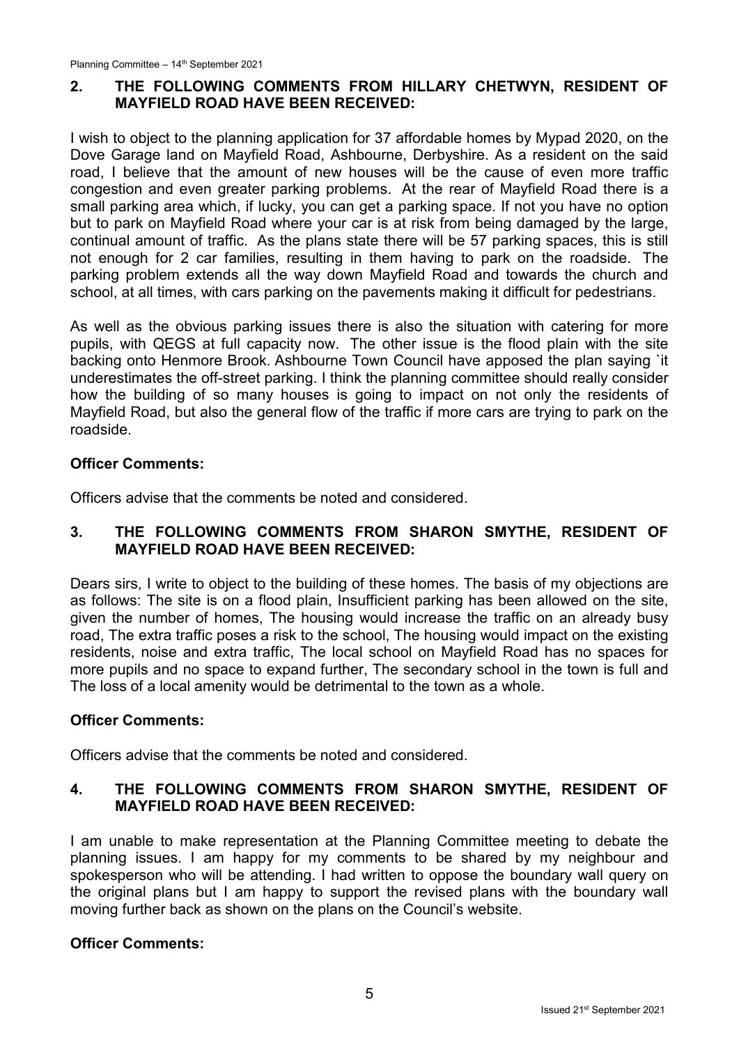## 2. THE FOLLOWING COMMENTS FROM HILLARY CHETWYN, RESIDENT OF MAYFIELD ROAD HAVE BEEN RECEIVED:

I wish to object to the planning application for 37 affordable homes by Mypad 2020, on the Dove Garage land on Mayfield Road, Ashbourne, Derbyshire. As a resident on the said road, I believe that the amount of new houses will be the cause of even more traffic congestion and even greater parking problems. At the rear of Mayfield Road there is a small parking area which, if lucky, you can get a parking space. If not you have no option but to park on Mayfield Road where your car is at risk from being damaged by the large, continual amount of traffic. As the plans state there will be 57 parking spaces, this is still not enough for 2 car families, resulting in them having to park on the roadside. The parking problem extends all the way down Mayfield Road and towards the church and school, at all times, with cars parking on the pavements making it difficult for pedestrians.

As well as the obvious parking issues there is also the situation with catering for more pupils, with QEGS at full capacity now. The other issue is the flood plain with the site backing onto Henmore Brook. Ashbourne Town Council have apposed the plan saying `it underestimates the off-street parking. I think the planning committee should really consider how the building of so many houses is going to impact on not only the residents of Mayfield Road, but also the general flow of the traffic if more cars are trying to park on the roadside.

**Officer Comments:**

Officers advise that the comments be noted and considered.

## 3. THE FOLLOWING COMMENTS FROM SHARON SMYTHE, RESIDENT OF MAYFIELD ROAD HAVE BEEN RECEIVED:

Dears sirs, I write to object to the building of these homes. The basis of my objections are as follows: The site is on a flood plain, Insufficient parking has been allowed on the site, given the number of homes, The housing would increase the traffic on an already busy road, The extra traffic poses a risk to the school, The housing would impact on the existing residents, noise and extra traffic, The local school on Mayfield Road has no spaces for more pupils and no space to expand further, The secondary school in the town is full and The loss of a local amenity would be detrimental to the town as a whole.

**Officer Comments:**

Officers advise that the comments be noted and considered.

## 4. THE FOLLOWING COMMENTS FROM SHARON SMYTHE, RESIDENT OF MAYFIELD ROAD HAVE BEEN RECEIVED:

I am unable to make representation at the Planning Committee meeting to debate the planning issues. I am happy for my comments to be shared by my neighbour and spokesperson who will be attending. I had written to oppose the boundary wall query on the original plans but I am happy to support the revised plans with the boundary wall moving further back as shown on the plans on the Council's website.

**Officer Comments:**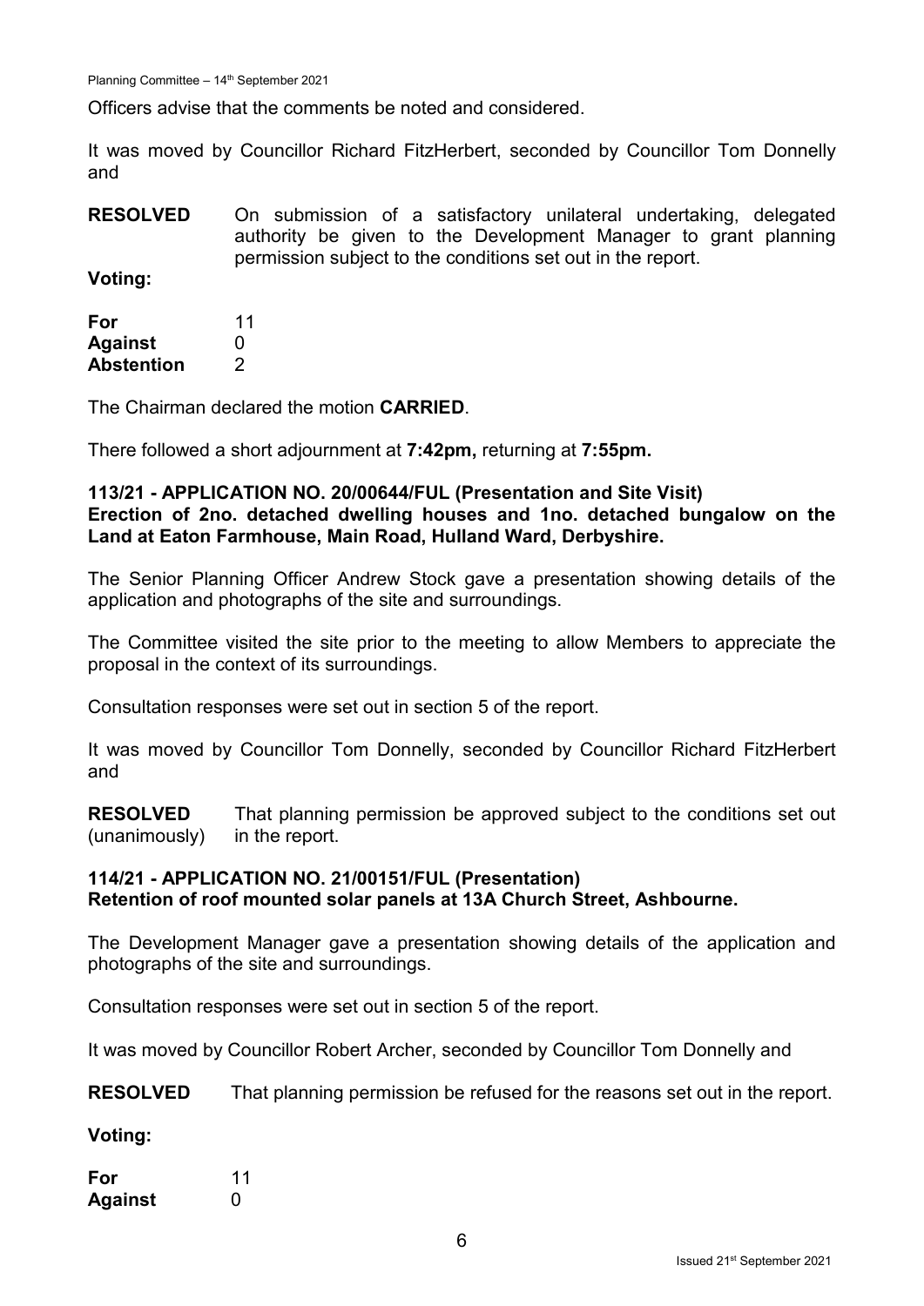Officers advise that the comments be noted and considered.

It was moved by Councillor Richard FitzHerbert, seconded by Councillor Tom Donnelly and

**RESOLVED** On submission of a satisfactory unilateral undertaking, delegated authority be given to the Development Manager to grant planning permission subject to the conditions set out in the report.

**Voting:**

| | |
|---|---|
| **For** | 11 |
| **Against** | 0 |
| **Abstention** | 2 |

The Chairman declared the motion **CARRIED**.

There followed a short adjournment at **7:42pm,** returning at **7:55pm.**

**113/21 - APPLICATION NO. 20/00644/FUL (Presentation and Site Visit)**
**Erection of 2no. detached dwelling houses and 1no. detached bungalow on the Land at Eaton Farmhouse, Main Road, Hulland Ward, Derbyshire.**

The Senior Planning Officer Andrew Stock gave a presentation showing details of the application and photographs of the site and surroundings.

The Committee visited the site prior to the meeting to allow Members to appreciate the proposal in the context of its surroundings.

Consultation responses were set out in section 5 of the report.

It was moved by Councillor Tom Donnelly, seconded by Councillor Richard FitzHerbert and

**RESOLVED** (unanimously) That planning permission be approved subject to the conditions set out in the report.

**114/21 - APPLICATION NO. 21/00151/FUL (Presentation)**
**Retention of roof mounted solar panels at 13A Church Street, Ashbourne.**

The Development Manager gave a presentation showing details of the application and photographs of the site and surroundings.

Consultation responses were set out in section 5 of the report.

It was moved by Councillor Robert Archer, seconded by Councillor Tom Donnelly and

**RESOLVED** That planning permission be refused for the reasons set out in the report.

**Voting:**

| | |
|---|---|
| **For** | 11 |
| **Against** | 0 |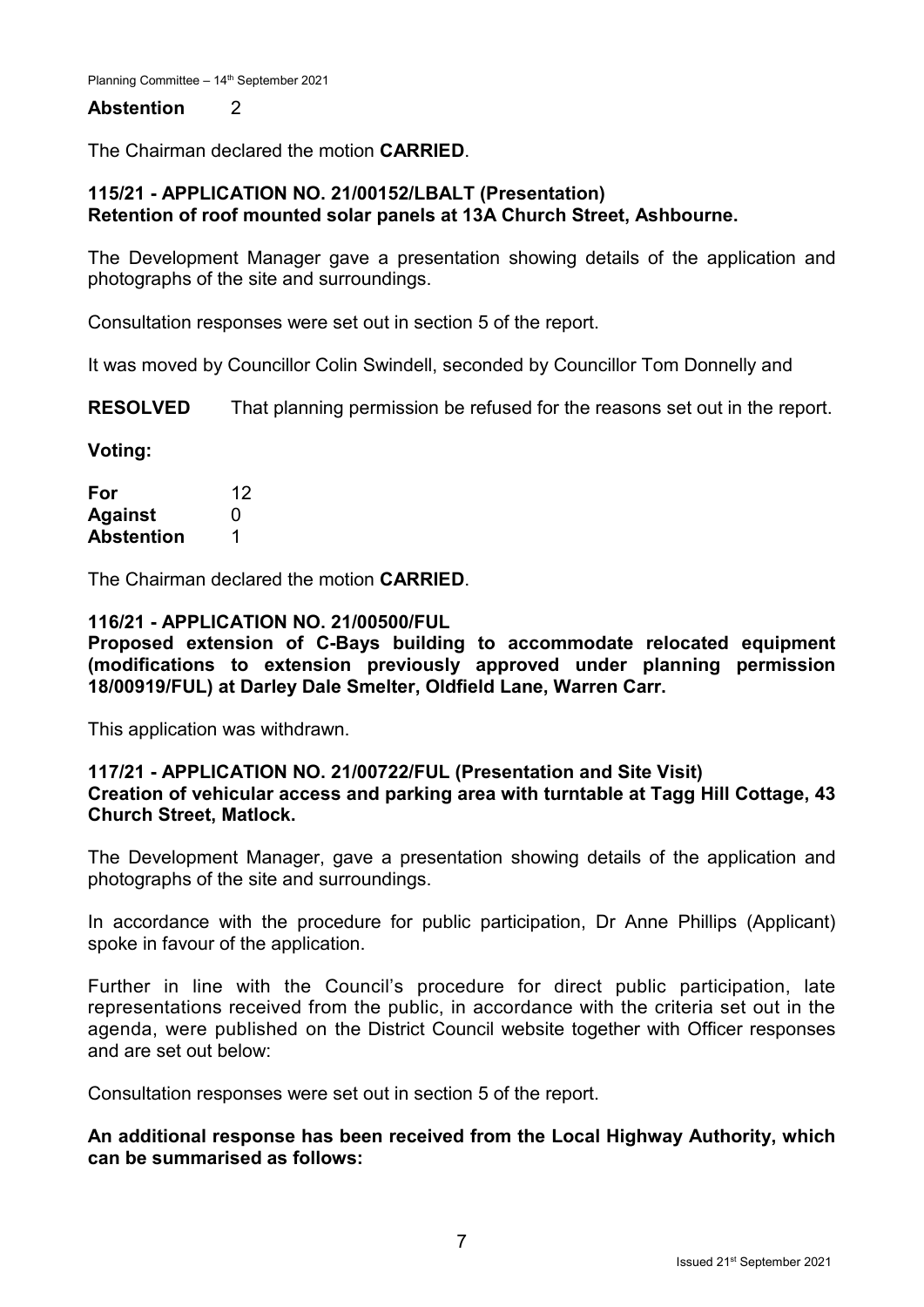**Abstention** 2

The Chairman declared the motion **CARRIED**.

**115/21 - APPLICATION NO. 21/00152/LBALT (Presentation)**
**Retention of roof mounted solar panels at 13A Church Street, Ashbourne.**

The Development Manager gave a presentation showing details of the application and photographs of the site and surroundings.

Consultation responses were set out in section 5 of the report.

It was moved by Councillor Colin Swindell, seconded by Councillor Tom Donnelly and

**RESOLVED** That planning permission be refused for the reasons set out in the report.

**Voting:**

| | |
|---|---|
| **For** | 12 |
| **Against** | 0 |
| **Abstention** | 1 |

The Chairman declared the motion **CARRIED**.

**116/21 - APPLICATION NO. 21/00500/FUL**
**Proposed extension of C-Bays building to accommodate relocated equipment (modifications to extension previously approved under planning permission 18/00919/FUL) at Darley Dale Smelter, Oldfield Lane, Warren Carr.**

This application was withdrawn.

**117/21 - APPLICATION NO. 21/00722/FUL (Presentation and Site Visit)**
**Creation of vehicular access and parking area with turntable at Tagg Hill Cottage, 43 Church Street, Matlock.**

The Development Manager, gave a presentation showing details of the application and photographs of the site and surroundings.

In accordance with the procedure for public participation, Dr Anne Phillips (Applicant) spoke in favour of the application.

Further in line with the Council's procedure for direct public participation, late representations received from the public, in accordance with the criteria set out in the agenda, were published on the District Council website together with Officer responses and are set out below:

Consultation responses were set out in section 5 of the report.

**An additional response has been received from the Local Highway Authority, which can be summarised as follows:**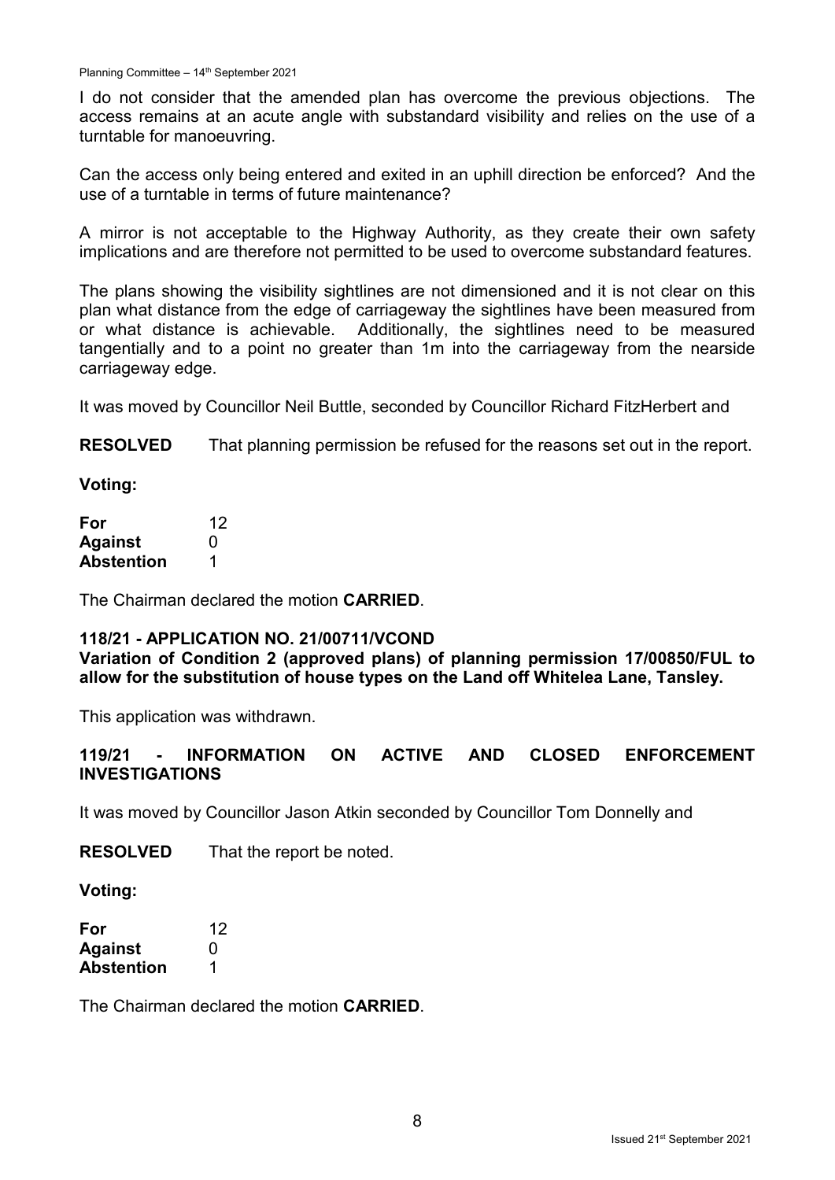I do not consider that the amended plan has overcome the previous objections. The access remains at an acute angle with substandard visibility and relies on the use of a turntable for manoeuvring.

Can the access only being entered and exited in an uphill direction be enforced? And the use of a turntable in terms of future maintenance?

A mirror is not acceptable to the Highway Authority, as they create their own safety implications and are therefore not permitted to be used to overcome substandard features.

The plans showing the visibility sightlines are not dimensioned and it is not clear on this plan what distance from the edge of carriageway the sightlines have been measured from or what distance is achievable. Additionally, the sightlines need to be measured tangentially and to a point no greater than 1m into the carriageway from the nearside carriageway edge.

It was moved by Councillor Neil Buttle, seconded by Councillor Richard FitzHerbert and

**RESOLVED** That planning permission be refused for the reasons set out in the report.

**Voting:**

| | |
|---|---|
| **For** | 12 |
| **Against** | 0 |
| **Abstention** | 1 |

The Chairman declared the motion **CARRIED**.

### 118/21 - APPLICATION NO. 21/00711/VCOND

**Variation of Condition 2 (approved plans) of planning permission 17/00850/FUL to allow for the substitution of house types on the Land off Whitelea Lane, Tansley.**

This application was withdrawn.

### 119/21 - INFORMATION ON ACTIVE AND CLOSED ENFORCEMENT INVESTIGATIONS

It was moved by Councillor Jason Atkin seconded by Councillor Tom Donnelly and

**RESOLVED** That the report be noted.

**Voting:**

| | |
|---|---|
| **For** | 12 |
| **Against** | 0 |
| **Abstention** | 1 |

The Chairman declared the motion **CARRIED**.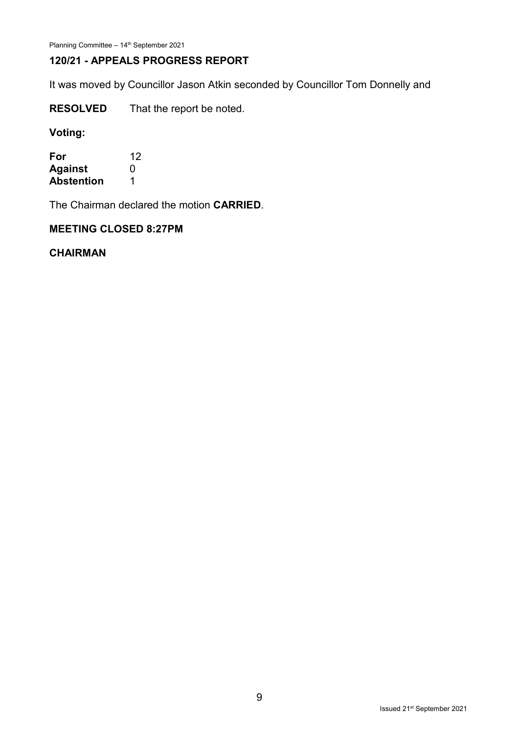## 120/21 - APPEALS PROGRESS REPORT

It was moved by Councillor Jason Atkin seconded by Councillor Tom Donnelly and

**RESOLVED** That the report be noted.

**Voting:**

| | |
|---|---|
| **For** | 12 |
| **Against** | 0 |
| **Abstention** | 1 |

The Chairman declared the motion **CARRIED**.

**MEETING CLOSED 8:27PM**

**CHAIRMAN**

Issued 21st September 2021